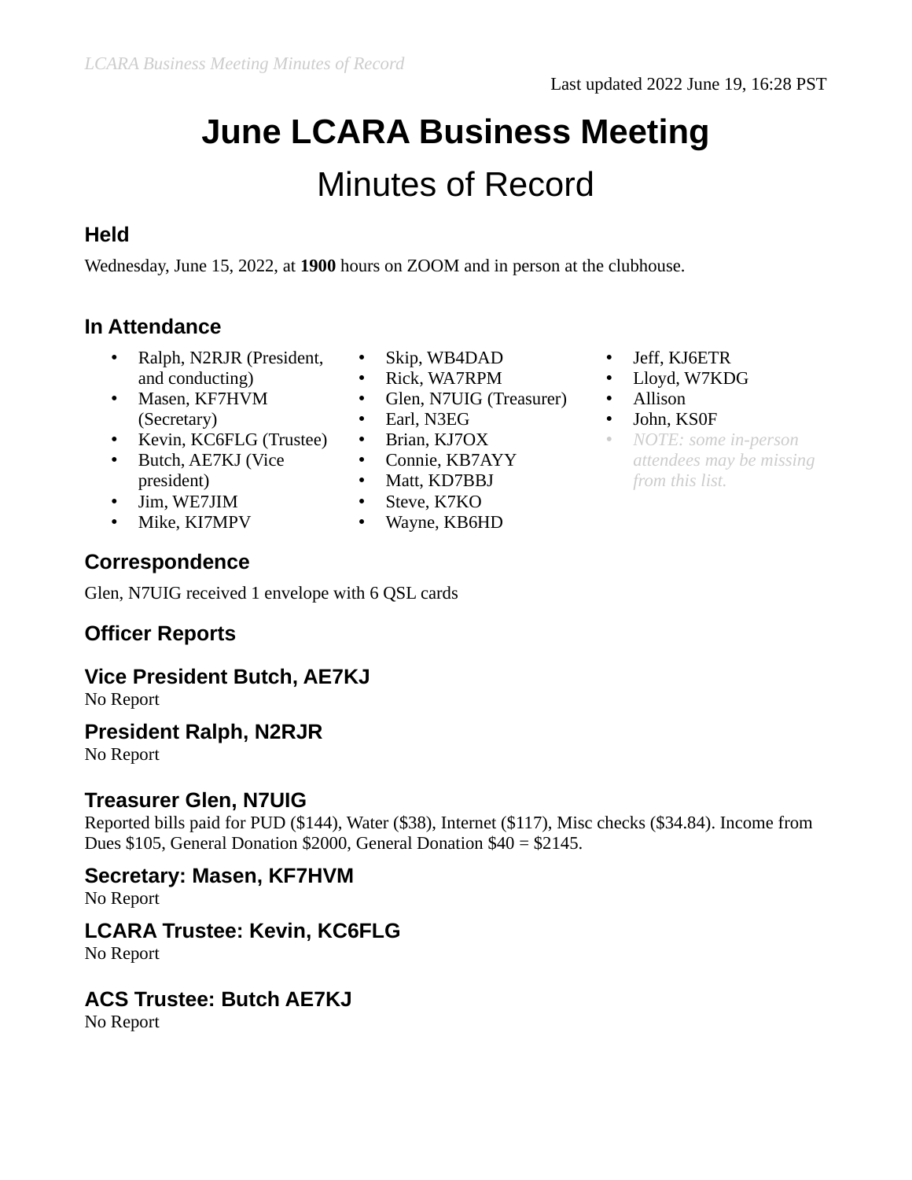Last updated 2022 June 19, 16:28 PST

# June LCARA Business Meeting

## Minutes of Record

### Held

Wednesday, June 15, 2022, at **1900** hours on ZOOM and in person at the clubhouse.

### In Attendance

- Ralph, N2RJR (President, and conducting)
- Masen, KF7HVM (Secretary)
- Kevin, KC6FLG (Trustee)
- Butch, AE7KJ (Vice president)
- Jim, WE7JIM
- Mike, KI7MPV
- Skip, WB4DAD
- Rick, WA7RPM
- Glen, N7UIG (Treasurer)
- Earl, N3EG
- Brian, KJ7OX
- Connie, KB7AYY
- Matt, KD7BBJ
- Steve, K7KO
- Wayne, KB6HD
- Jeff, KJ6ETR
- Lloyd, W7KDG
- Allison
- John, KS0F
- *NOTE: some in-person attendees may be missing from this list.*

### Correspondence

Glen, N7UIG received 1 envelope with 6 QSL cards

### Officer Reports

#### Vice President Butch, AE7KJ

No Report

#### President Ralph, N2RJR

No Report

#### Treasurer Glen, N7UIG

Reported bills paid for PUD ($144), Water ($38), Internet ($117), Misc checks ($34.84). Income from Dues $105, General Donation $2000, General Donation $40 = $2145.

#### Secretary: Masen, KF7HVM

No Report

#### LCARA Trustee: Kevin, KC6FLG

No Report

#### ACS Trustee: Butch AE7KJ

No Report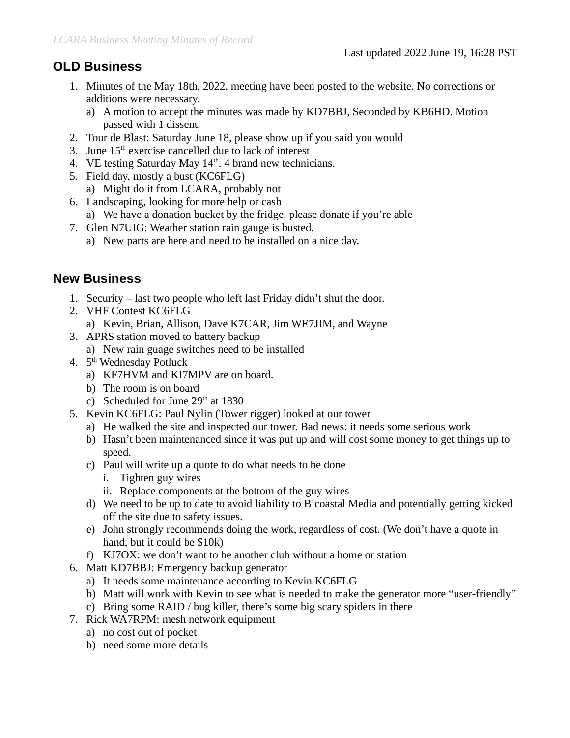Last updated 2022 June 19, 16:28 PST

## OLD Business

1. Minutes of the May 18th, 2022, meeting have been posted to the website. No corrections or additions were necessary.
   a) A motion to accept the minutes was made by KD7BBJ, Seconded by KB6HD. Motion passed with 1 dissent.
2. Tour de Blast: Saturday June 18, please show up if you said you would
3. June 15th exercise cancelled due to lack of interest
4. VE testing Saturday May 14th. 4 brand new technicians.
5. Field day, mostly a bust (KC6FLG)
   a) Might do it from LCARA, probably not
6. Landscaping, looking for more help or cash
   a) We have a donation bucket by the fridge, please donate if you're able
7. Glen N7UIG: Weather station rain gauge is busted.
   a) New parts are here and need to be installed on a nice day.

## New Business

1. Security – last two people who left last Friday didn't shut the door.
2. VHF Contest KC6FLG
   a) Kevin, Brian, Allison, Dave K7CAR, Jim WE7JIM, and Wayne
3. APRS station moved to battery backup
   a) New rain guage switches need to be installed
4. 5th Wednesday Potluck
   a) KF7HVM and KI7MPV are on board.
   b) The room is on board
   c) Scheduled for June 29th at 1830
5. Kevin KC6FLG: Paul Nylin (Tower rigger) looked at our tower
   a) He walked the site and inspected our tower. Bad news: it needs some serious work
   b) Hasn't been maintenanced since it was put up and will cost some money to get things up to speed.
   c) Paul will write up a quote to do what needs to be done
      i. Tighten guy wires
      ii. Replace components at the bottom of the guy wires
   d) We need to be up to date to avoid liability to Bicoastal Media and potentially getting kicked off the site due to safety issues.
   e) John strongly recommends doing the work, regardless of cost. (We don't have a quote in hand, but it could be $10k)
   f) KJ7OX: we don't want to be another club without a home or station
6. Matt KD7BBJ: Emergency backup generator
   a) It needs some maintenance according to Kevin KC6FLG
   b) Matt will work with Kevin to see what is needed to make the generator more "user-friendly"
   c) Bring some RAID / bug killer, there's some big scary spiders in there
7. Rick WA7RPM: mesh network equipment
   a) no cost out of pocket
   b) need some more details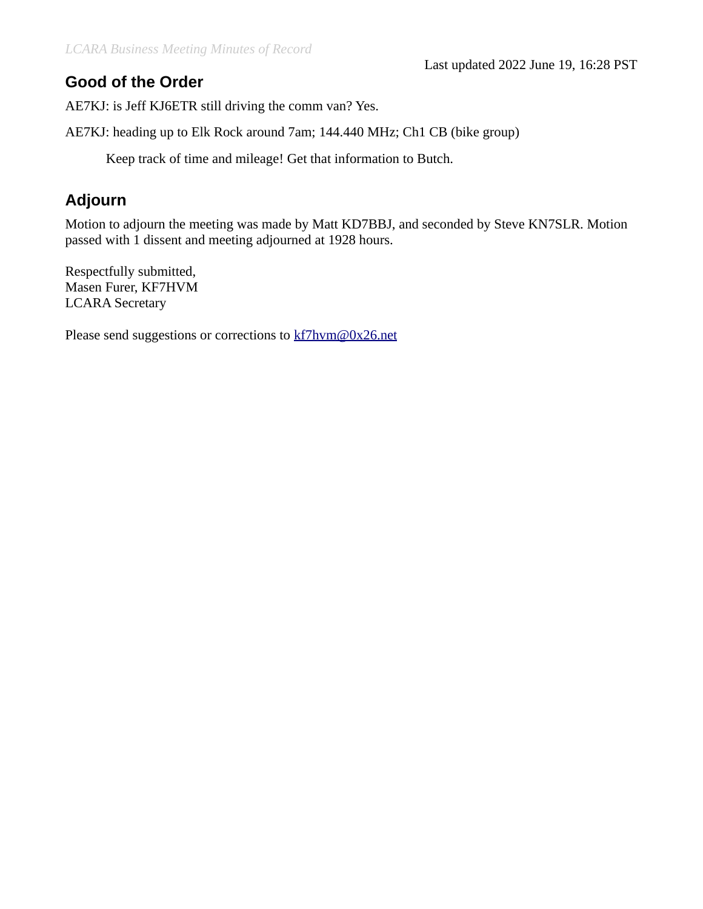## Good of the Order

AE7KJ: is Jeff KJ6ETR still driving the comm van? Yes.

AE7KJ: heading up to Elk Rock around 7am; 144.440 MHz; Ch1 CB (bike group)

> Keep track of time and mileage! Get that information to Butch.

## Adjourn

Motion to adjourn the meeting was made by Matt KD7BBJ, and seconded by Steve KN7SLR. Motion passed with 1 dissent and meeting adjourned at 1928 hours.

Respectfully submitted,
Masen Furer, KF7HVM
LCARA Secretary

Please send suggestions or corrections to kf7hvm@0x26.net